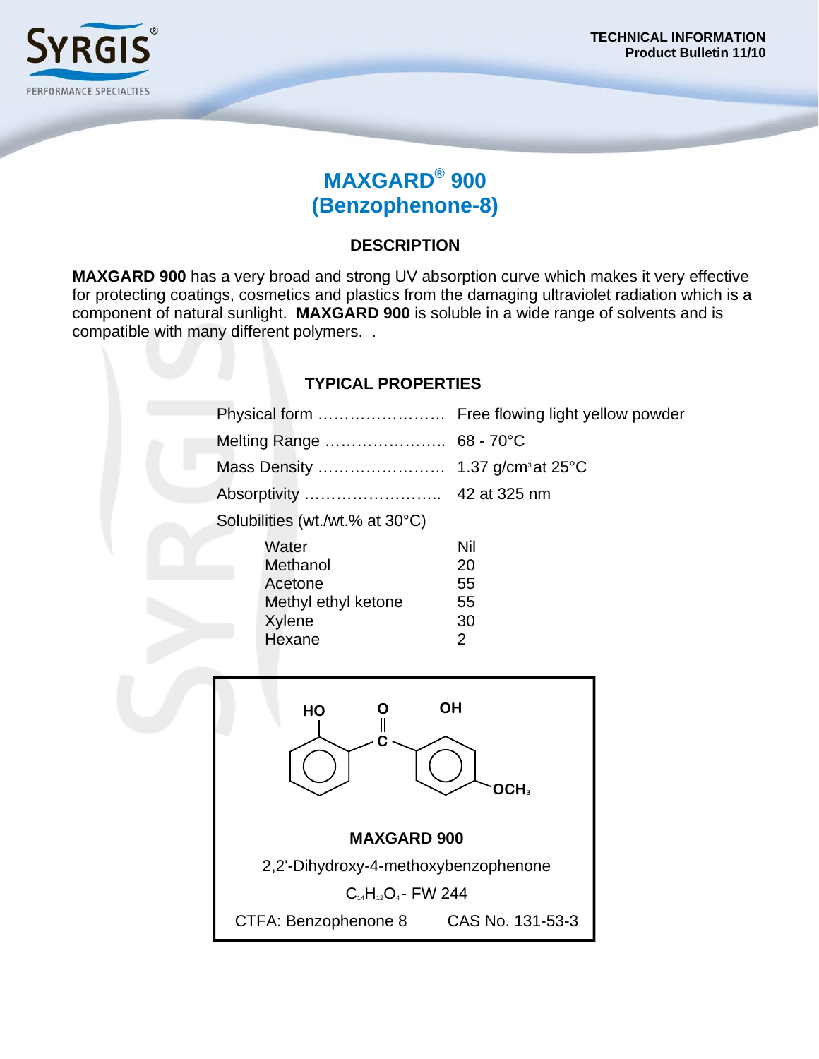# MAXGARD® 900
# (Benzophenone-8)

## DESCRIPTION

**MAXGARD 900** has a very broad and strong UV absorption curve which makes it very effective for protecting coatings, cosmetics and plastics from the damaging ultraviolet radiation which is a component of natural sunlight. **MAXGARD 900** is soluble in a wide range of solvents and is compatible with many different polymers. .

## TYPICAL PROPERTIES

| | |
|---|---|
| Physical form …………………… | Free flowing light yellow powder |
| Melting Range ………………….. | 68 - 70°C |
| Mass Density …………………… | 1.37 g/cm³ at 25°C |
| Absorptivity …………………….. | 42 at 325 nm |
| Solubilities (wt./wt.% at 30°C) | |
| Water | Nil |
| Methanol | 20 |
| Acetone | 55 |
| Methyl ethyl ketone | 55 |
| Xylene | 30 |
| Hexane | 2 |

HO O OH
C
OCH₃

**MAXGARD 900**

2,2'-Dihydroxy-4-methoxybenzophenone

$C_{14}H_{12}O_4$ - FW 244

CTFA: Benzophenone 8 CAS No. 131-53-3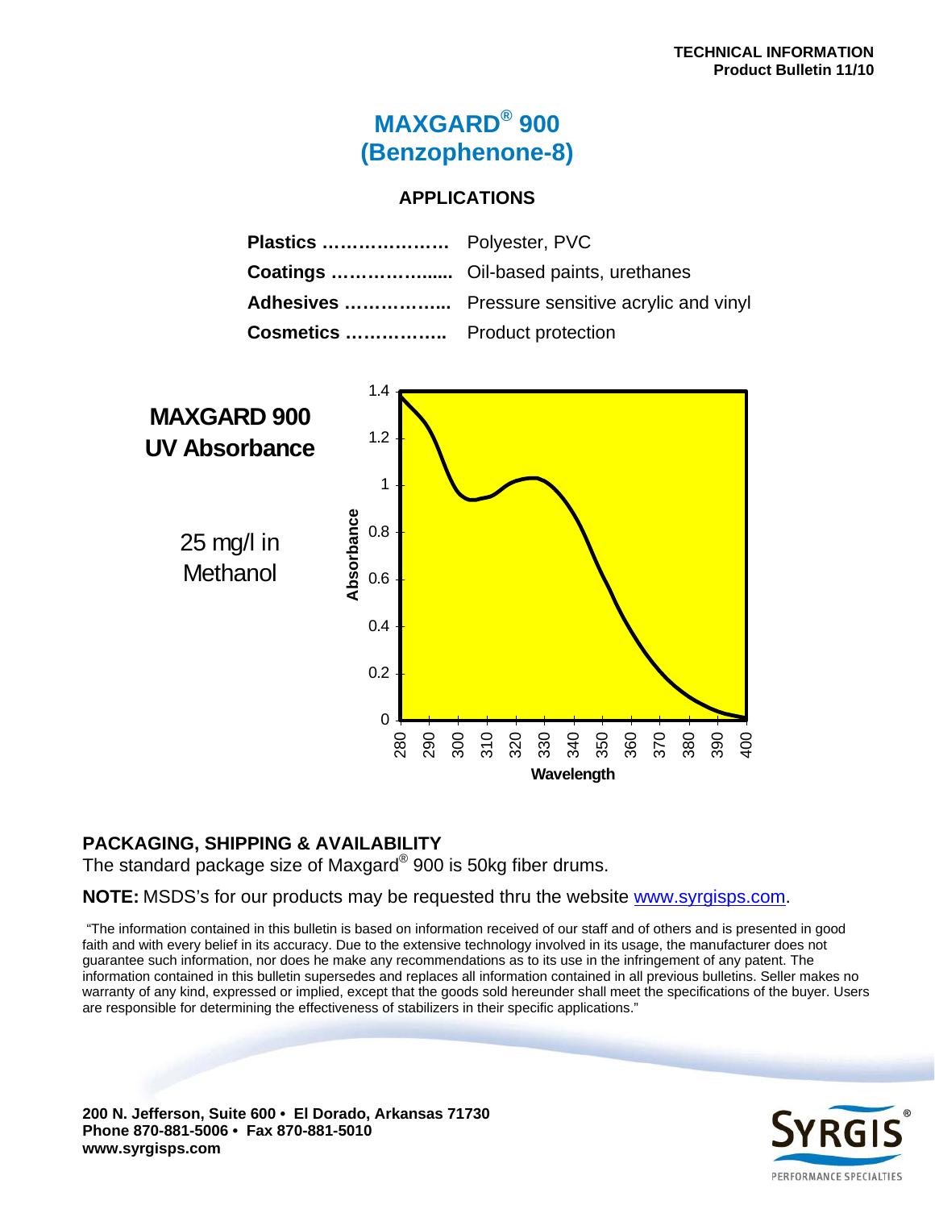TECHNICAL INFORMATION
Product Bulletin 11/10

# MAXGARD® 900 (Benzophenone-8)

## APPLICATIONS

| | |
|---|---|
| **Plastics …………………** | Polyester, PVC |
| **Coatings ……………......** | Oil-based paints, urethanes |
| **Adhesives ……………..** | Pressure sensitive acrylic and vinyl |
| **Cosmetics ……………..** | Product protection |

**MAXGARD 900**
**UV Absorbance**

25 mg/l in Methanol

Absorbance

1.4
1.2
1
0.8
0.6
0.4
0.2
0

280 290 300 310 320 330 340 350 360 370 380 390 400

Wavelength

## PACKAGING, SHIPPING & AVAILABILITY

The standard package size of Maxgard® 900 is 50kg fiber drums.

**NOTE:** MSDS's for our products may be requested thru the website www.syrgisps.com.

"The information contained in this bulletin is based on information received of our staff and of others and is presented in good faith and with every belief in its accuracy. Due to the extensive technology involved in its usage, the manufacturer does not guarantee such information, nor does he make any recommendations as to its use in the infringement of any patent. The information contained in this bulletin supersedes and replaces all information contained in all previous bulletins. Seller makes no warranty of any kind, expressed or implied, except that the goods sold hereunder shall meet the specifications of the buyer. Users are responsible for determining the effectiveness of stabilizers in their specific applications."

**200 N. Jefferson, Suite 600 • El Dorado, Arkansas 71730**
**Phone 870-881-5006 • Fax 870-881-5010**
**www.syrgisps.com**

SYRGIS®
PERFORMANCE SPECIALTIES